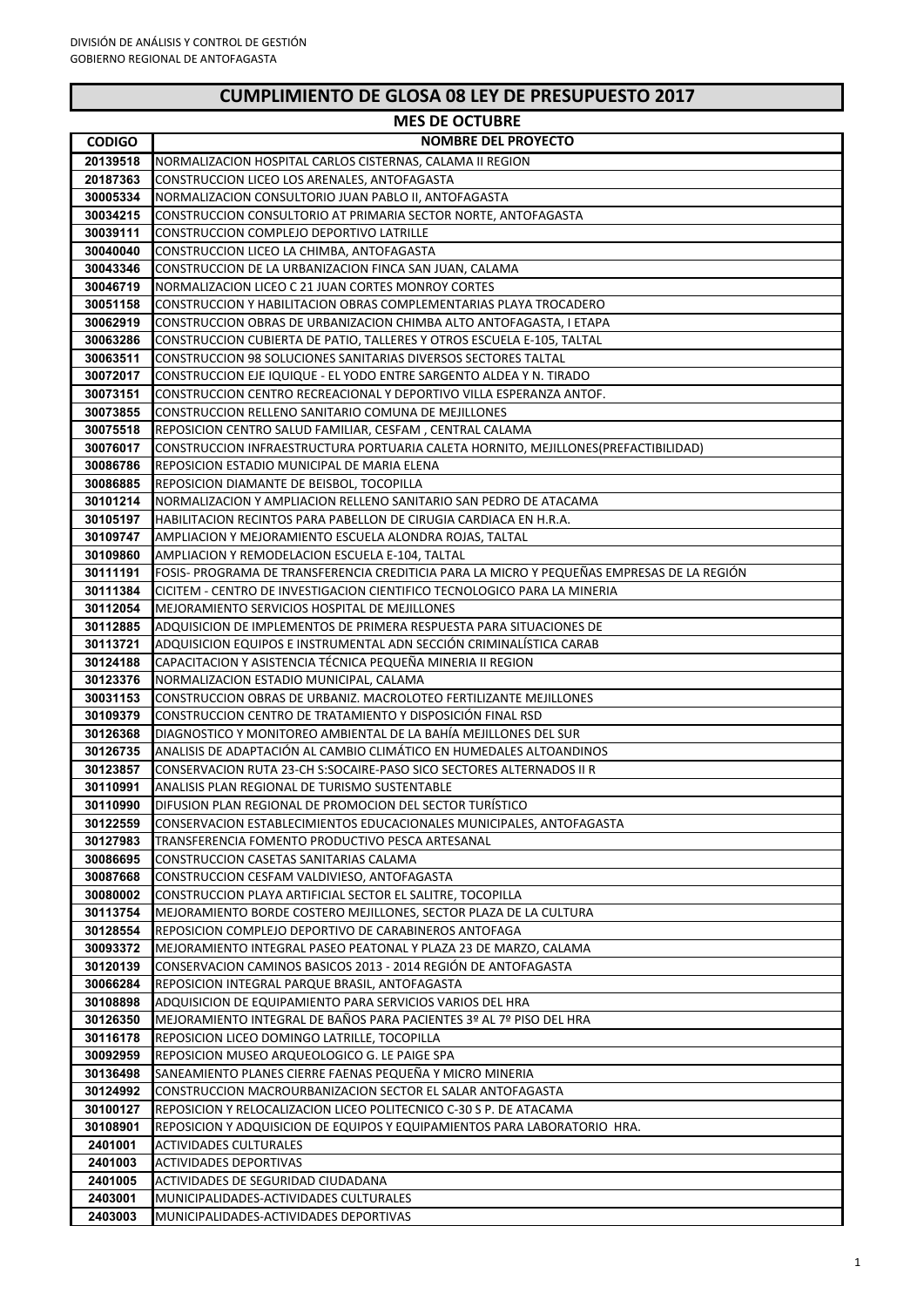DIVISIÓN DE ANÁLISIS Y CONTROL DE GESTIÓN
GOBIERNO REGIONAL DE ANTOFAGASTA

# CUMPLIMIENTO DE GLOSA 08 LEY DE PRESUPUESTO 2017

## MES DE OCTUBRE

| CODIGO | NOMBRE DEL PROYECTO |
|---|---|
| 20139518 | NORMALIZACION HOSPITAL CARLOS CISTERNAS, CALAMA II REGION |
| 20187363 | CONSTRUCCION LICEO LOS ARENALES, ANTOFAGASTA |
| 30005334 | NORMALIZACION CONSULTORIO JUAN PABLO II, ANTOFAGASTA |
| 30034215 | CONSTRUCCION CONSULTORIO AT PRIMARIA SECTOR NORTE, ANTOFAGASTA |
| 30039111 | CONSTRUCCION COMPLEJO DEPORTIVO LATRILLE |
| 30040040 | CONSTRUCCION LICEO LA CHIMBA, ANTOFAGASTA |
| 30043346 | CONSTRUCCION DE LA URBANIZACION FINCA SAN JUAN, CALAMA |
| 30046719 | NORMALIZACION LICEO C 21 JUAN CORTES MONROY CORTES |
| 30051158 | CONSTRUCCION Y HABILITACION OBRAS COMPLEMENTARIAS PLAYA TROCADERO |
| 30062919 | CONSTRUCCION OBRAS DE URBANIZACION CHIMBA ALTO ANTOFAGASTA, I ETAPA |
| 30063286 | CONSTRUCCION CUBIERTA DE PATIO, TALLERES Y OTROS ESCUELA E-105, TALTAL |
| 30063511 | CONSTRUCCION 98 SOLUCIONES SANITARIAS DIVERSOS SECTORES TALTAL |
| 30072017 | CONSTRUCCION EJE IQUIQUE - EL YODO ENTRE SARGENTO ALDEA Y N. TIRADO |
| 30073151 | CONSTRUCCION CENTRO RECREACIONAL Y DEPORTIVO VILLA ESPERANZA ANTOF. |
| 30073855 | CONSTRUCCION RELLENO SANITARIO COMUNA DE MEJILLONES |
| 30075518 | REPOSICION CENTRO SALUD FAMILIAR, CESFAM , CENTRAL CALAMA |
| 30076017 | CONSTRUCCION INFRAESTRUCTURA PORTUARIA CALETA HORNITO, MEJILLONES(PREFACTIBILIDAD) |
| 30086786 | REPOSICION ESTADIO MUNICIPAL DE MARIA ELENA |
| 30086885 | REPOSICION DIAMANTE DE BEISBOL, TOCOPILLA |
| 30101214 | NORMALIZACION Y AMPLIACION RELLENO SANITARIO SAN PEDRO DE ATACAMA |
| 30105197 | HABILITACION RECINTOS PARA PABELLON DE CIRUGIA CARDIACA EN H.R.A. |
| 30109747 | AMPLIACION Y MEJORAMIENTO ESCUELA ALONDRA ROJAS, TALTAL |
| 30109860 | AMPLIACION Y REMODELACION ESCUELA E-104, TALTAL |
| 30111191 | FOSIS- PROGRAMA DE TRANSFERENCIA CREDITICIA PARA LA MICRO Y PEQUEÑAS EMPRESAS DE LA REGIÓN |
| 30111384 | CICITEM - CENTRO DE INVESTIGACION CIENTIFICO TECNOLOGICO PARA LA MINERIA |
| 30112054 | MEJORAMIENTO SERVICIOS HOSPITAL DE MEJILLONES |
| 30112885 | ADQUISICION DE IMPLEMENTOS DE PRIMERA RESPUESTA PARA SITUACIONES DE |
| 30113721 | ADQUISICION EQUIPOS E INSTRUMENTAL ADN SECCIÓN CRIMINALÍSTICA CARAB |
| 30124188 | CAPACITACION Y ASISTENCIA TÉCNICA PEQUEÑA MINERIA II REGION |
| 30123376 | NORMALIZACION ESTADIO MUNICIPAL, CALAMA |
| 30031153 | CONSTRUCCION OBRAS DE URBANIZ. MACROLOTEO FERTILIZANTE MEJILLONES |
| 30109379 | CONSTRUCCION CENTRO DE TRATAMIENTO Y DISPOSICIÓN FINAL RSD |
| 30126368 | DIAGNOSTICO Y MONITOREO AMBIENTAL DE LA BAHÍA MEJILLONES DEL SUR |
| 30126735 | ANALISIS DE ADAPTACIÓN AL CAMBIO CLIMÁTICO EN HUMEDALES ALTOANDINOS |
| 30123857 | CONSERVACION RUTA 23-CH S:SOCAIRE-PASO SICO SECTORES ALTERNADOS II R |
| 30110991 | ANALISIS PLAN REGIONAL DE TURISMO SUSTENTABLE |
| 30110990 | DIFUSION PLAN REGIONAL DE PROMOCION DEL SECTOR TURÍSTICO |
| 30122559 | CONSERVACION ESTABLECIMIENTOS EDUCACIONALES MUNICIPALES, ANTOFAGASTA |
| 30127983 | TRANSFERENCIA FOMENTO PRODUCTIVO PESCA ARTESANAL |
| 30086695 | CONSTRUCCION CASETAS SANITARIAS CALAMA |
| 30087668 | CONSTRUCCION CESFAM VALDIVIESO, ANTOFAGASTA |
| 30080002 | CONSTRUCCION PLAYA ARTIFICIAL SECTOR EL SALITRE, TOCOPILLA |
| 30113754 | MEJORAMIENTO BORDE COSTERO MEJILLONES, SECTOR PLAZA DE LA CULTURA |
| 30128554 | REPOSICION COMPLEJO DEPORTIVO DE CARABINEROS ANTOFAGA |
| 30093372 | MEJORAMIENTO INTEGRAL PASEO PEATONAL Y PLAZA 23 DE MARZO, CALAMA |
| 30120139 | CONSERVACION CAMINOS BASICOS 2013 - 2014 REGIÓN DE ANTOFAGASTA |
| 30066284 | REPOSICION INTEGRAL PARQUE BRASIL, ANTOFAGASTA |
| 30108898 | ADQUISICION DE EQUIPAMIENTO PARA SERVICIOS VARIOS DEL HRA |
| 30126350 | MEJORAMIENTO INTEGRAL DE BAÑOS PARA PACIENTES 3º AL 7º PISO DEL HRA |
| 30116178 | REPOSICION LICEO DOMINGO LATRILLE, TOCOPILLA |
| 30092959 | REPOSICION MUSEO ARQUEOLOGICO G. LE PAIGE SPA |
| 30136498 | SANEAMIENTO PLANES CIERRE FAENAS PEQUEÑA Y MICRO MINERIA |
| 30124992 | CONSTRUCCION MACROURBANIZACION SECTOR EL SALAR ANTOFAGASTA |
| 30100127 | REPOSICION Y RELOCALIZACION LICEO POLITECNICO C-30 S P. DE ATACAMA |
| 30108901 | REPOSICION Y ADQUISICION DE EQUIPOS Y EQUIPAMIENTOS PARA LABORATORIO HRA. |
| 2401001 | ACTIVIDADES CULTURALES |
| 2401003 | ACTIVIDADES DEPORTIVAS |
| 2401005 | ACTIVIDADES DE SEGURIDAD CIUDADANA |
| 2403001 | MUNICIPALIDADES-ACTIVIDADES CULTURALES |
| 2403003 | MUNICIPALIDADES-ACTIVIDADES DEPORTIVAS |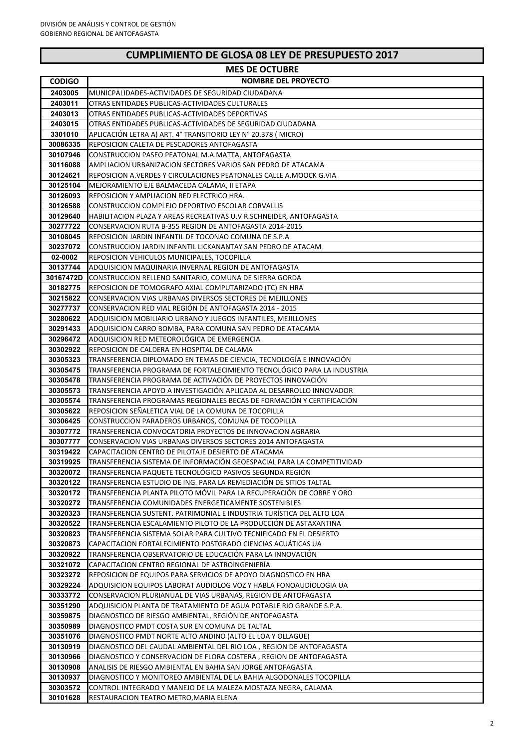DIVISIÓN DE ANÁLISIS Y CONTROL DE GESTIÓN
GOBIERNO REGIONAL DE ANTOFAGASTA

# CUMPLIMIENTO DE GLOSA 08 LEY DE PRESUPUESTO 2017

## MES DE OCTUBRE

| CODIGO | NOMBRE DEL PROYECTO |
|---|---|
| 2403005 | MUNICPALIDADES-ACTIVIDADES DE SEGURIDAD CIUDADANA |
| 2403011 | OTRAS ENTIDADES PUBLICAS-ACTIVIDADES CULTURALES |
| 2403013 | OTRAS ENTIDADES PUBLICAS-ACTIVIDADES DEPORTIVAS |
| 2403015 | OTRAS ENTIDADES PUBLICAS-ACTIVIDADES DE SEGURIDAD CIUDADANA |
| 3301010 | APLICACIÓN LETRA A) ART. 4° TRANSITORIO LEY N° 20.378 ( MICRO) |
| 30086335 | REPOSICION CALETA DE PESCADORES ANTOFAGASTA |
| 30107946 | CONSTRUCCION PASEO PEATONAL M.A.MATTA, ANTOFAGASTA |
| 30116088 | AMPLIACION URBANIZACION SECTORES VARIOS SAN PEDRO DE ATACAMA |
| 30124621 | REPOSICION A.VERDES Y CIRCULACIONES PEATONALES CALLE A.MOOCK G.VIA |
| 30125104 | MEJORAMIENTO EJE BALMACEDA CALAMA, II ETAPA |
| 30126093 | REPOSICION Y AMPLIACION RED ELECTRICO HRA. |
| 30126588 | CONSTRUCCION COMPLEJO DEPORTIVO ESCOLAR CORVALLIS |
| 30129640 | HABILITACION PLAZA Y AREAS RECREATIVAS U.V R.SCHNEIDER, ANTOFAGASTA |
| 30277722 | CONSERVACION RUTA B-355 REGION DE ANTOFAGASTA 2014-2015 |
| 30108045 | REPOSICION JARDIN INFANTIL DE TOCONAO COMUNA DE S.P.A |
| 30237072 | CONSTRUCCION JARDIN INFANTIL LICKANANTAY SAN PEDRO DE ATACAM |
| 02-0002 | REPOSICION VEHICULOS MUNICIPALES, TOCOPILLA |
| 30137744 | ADQUISICION MAQUINARIA INVERNAL REGION DE ANTOFAGASTA |
| 30167472D | CONSTRUCCION RELLENO SANITARIO, COMUNA DE SIERRA GORDA |
| 30182775 | REPOSICION DE TOMOGRAFO AXIAL COMPUTARIZADO (TC) EN HRA |
| 30215822 | CONSERVACION VIAS URBANAS DIVERSOS SECTORES DE MEJILLONES |
| 30277737 | CONSERVACION RED VIAL REGIÓN DE ANTOFAGASTA 2014 - 2015 |
| 30280622 | ADQUISICION MOBILIARIO URBANO Y JUEGOS INFANTILES, MEJILLONES |
| 30291433 | ADQUISICION CARRO BOMBA, PARA COMUNA SAN PEDRO DE ATACAMA |
| 30296472 | ADQUISICION RED METEOROLÓGICA DE EMERGENCIA |
| 30302922 | REPOSICION DE CALDERA EN HOSPITAL DE CALAMA |
| 30305323 | TRANSFERENCIA DIPLOMADO EN TEMAS DE CIENCIA, TECNOLOGÍA E INNOVACIÓN |
| 30305475 | TRANSFERENCIA PROGRAMA DE FORTALECIMIENTO TECNOLÓGICO PARA LA INDUSTRIA |
| 30305478 | TRANSFERENCIA PROGRAMA DE ACTIVACIÓN DE PROYECTOS INNOVACIÓN |
| 30305573 | TRANSFERENCIA APOYO A INVESTIGACIÓN APLICADA AL DESARROLLO INNOVADOR |
| 30305574 | TRANSFERENCIA PROGRAMAS REGIONALES BECAS DE FORMACIÓN Y CERTIFICACIÓN |
| 30305622 | REPOSICION SEÑALETICA VIAL DE LA COMUNA DE TOCOPILLA |
| 30306425 | CONSTRUCCION PARADEROS URBANOS, COMUNA DE TOCOPILLA |
| 30307772 | TRANSFERENCIA CONVOCATORIA PROYECTOS DE INNOVACION AGRARIA |
| 30307777 | CONSERVACION VIAS URBANAS DIVERSOS SECTORES 2014 ANTOFAGASTA |
| 30319422 | CAPACITACION CENTRO DE PILOTAJE DESIERTO DE ATACAMA |
| 30319925 | TRANSFERENCIA SISTEMA DE INFORMACIÓN GEOESPACIAL PARA LA COMPETITIVIDAD |
| 30320072 | TRANSFERENCIA PAQUETE TECNOLÓGICO PASIVOS SEGUNDA REGIÓN |
| 30320122 | TRANSFERENCIA ESTUDIO DE ING. PARA LA REMEDIACIÓN DE SITIOS TALTAL |
| 30320172 | TRANSFERENCIA PLANTA PILOTO MÓVIL PARA LA RECUPERACIÓN DE COBRE Y ORO |
| 30320272 | TRANSFERENCIA COMUNIDADES ENERGETICAMENTE SOSTENIBLES |
| 30320323 | TRANSFERENCIA SUSTENT. PATRIMONIAL E INDUSTRIA TURÍSTICA DEL ALTO LOA |
| 30320522 | TRANSFERENCIA ESCALAMIENTO PILOTO DE LA PRODUCCIÓN DE ASTAXANTINA |
| 30320823 | TRANSFERENCIA SISTEMA SOLAR PARA CULTIVO TECNIFICADO EN EL DESIERTO |
| 30320873 | CAPACITACION FORTALECIMIENTO POSTGRADO CIENCIAS ACUÁTICAS UA |
| 30320922 | TRANSFERENCIA OBSERVATORIO DE EDUCACIÓN PARA LA INNOVACIÓN |
| 30321072 | CAPACITACION CENTRO REGIONAL DE ASTROINGENIERÍA |
| 30323272 | REPOSICION DE EQUIPOS PARA SERVICIOS DE APOYO DIAGNOSTICO EN HRA |
| 30329224 | ADQUISICION EQUIPOS LABORAT AUDIOLOG VOZ Y HABLA FONOAUDIOLOGIA UA |
| 30333772 | CONSERVACION PLURIANUAL DE VIAS URBANAS, REGION DE ANTOFAGASTA |
| 30351290 | ADQUISICION PLANTA DE TRATAMIENTO DE AGUA POTABLE RIO GRANDE S.P.A. |
| 30359875 | DIAGNOSTICO DE RIESGO AMBIENTAL, REGIÓN DE ANTOFAGASTA |
| 30350989 | DIAGNOSTICO PMDT COSTA SUR EN COMUNA DE TALTAL |
| 30351076 | DIAGNOSTICO PMDT NORTE ALTO ANDINO (ALTO EL LOA Y OLLAGUE) |
| 30130919 | DIAGNOSTICO DEL CAUDAL AMBIENTAL DEL RIO LOA , REGION DE ANTOFAGASTA |
| 30130966 | DIAGNOSTICO Y CONSERVACION DE FLORA COSTERA , REGION DE ANTOFAGASTA |
| 30130908 | ANALISIS DE RIESGO AMBIENTAL EN BAHIA SAN JORGE ANTOFAGASTA |
| 30130937 | DIAGNOSTICO Y MONITOREO AMBIENTAL DE LA BAHIA ALGODONALES TOCOPILLA |
| 30303572 | CONTROL INTEGRADO Y MANEJO DE LA MALEZA MOSTAZA NEGRA, CALAMA |
| 30101628 | RESTAURACION TEATRO METRO,MARIA ELENA |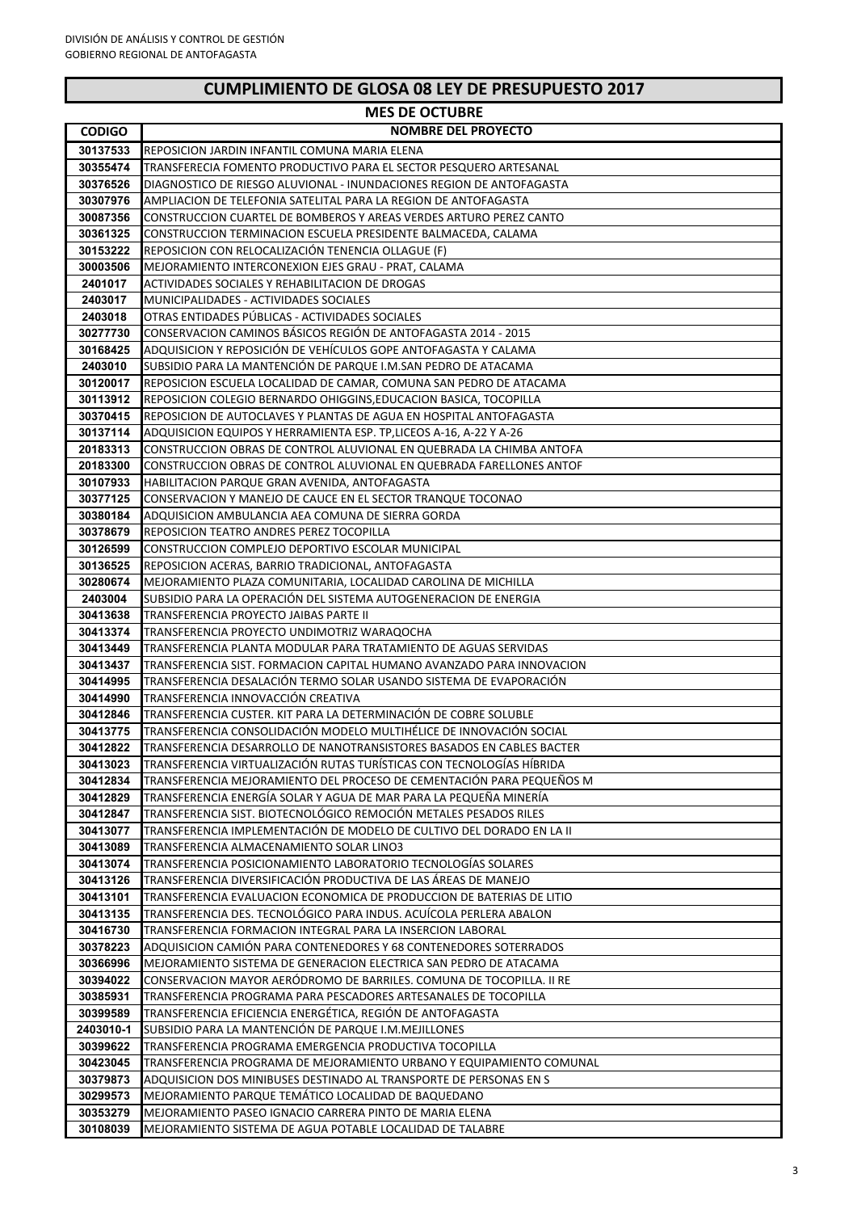DIVISIÓN DE ANÁLISIS Y CONTROL DE GESTIÓN
GOBIERNO REGIONAL DE ANTOFAGASTA

# CUMPLIMIENTO DE GLOSA 08 LEY DE PRESUPUESTO 2017

## MES DE OCTUBRE

| CODIGO | NOMBRE DEL PROYECTO |
|---|---|
| 30137533 | REPOSICION JARDIN INFANTIL COMUNA MARIA ELENA |
| 30355474 | TRANSFERECIA FOMENTO PRODUCTIVO PARA EL SECTOR PESQUERO ARTESANAL |
| 30376526 | DIAGNOSTICO DE RIESGO ALUVIONAL - INUNDACIONES REGION DE ANTOFAGASTA |
| 30307976 | AMPLIACION DE TELEFONIA SATELITAL PARA LA REGION DE ANTOFAGASTA |
| 30087356 | CONSTRUCCION CUARTEL DE BOMBEROS Y AREAS VERDES ARTURO PEREZ CANTO |
| 30361325 | CONSTRUCCION TERMINACION ESCUELA PRESIDENTE BALMACEDA, CALAMA |
| 30153222 | REPOSICION CON RELOCALIZACIÓN TENENCIA OLLAGUE (F) |
| 30003506 | MEJORAMIENTO INTERCONEXION EJES GRAU - PRAT, CALAMA |
| 2401017 | ACTIVIDADES SOCIALES Y REHABILITACION DE DROGAS |
| 2403017 | MUNICIPALIDADES - ACTIVIDADES SOCIALES |
| 2403018 | OTRAS ENTIDADES PÚBLICAS - ACTIVIDADES SOCIALES |
| 30277730 | CONSERVACION CAMINOS BÁSICOS REGIÓN DE ANTOFAGASTA 2014 - 2015 |
| 30168425 | ADQUISICION Y REPOSICIÓN DE VEHÍCULOS GOPE ANTOFAGASTA Y CALAMA |
| 2403010 | SUBSIDIO PARA LA MANTENCIÓN DE PARQUE I.M.SAN PEDRO DE ATACAMA |
| 30120017 | REPOSICION ESCUELA LOCALIDAD DE CAMAR, COMUNA SAN PEDRO DE ATACAMA |
| 30113912 | REPOSICION COLEGIO BERNARDO OHIGGINS,EDUCACION BASICA, TOCOPILLA |
| 30370415 | REPOSICION DE AUTOCLAVES Y PLANTAS DE AGUA EN HOSPITAL ANTOFAGASTA |
| 30137114 | ADQUISICION EQUIPOS Y HERRAMIENTA ESP. TP,LICEOS A-16, A-22 Y A-26 |
| 20183313 | CONSTRUCCION OBRAS DE CONTROL ALUVIONAL EN QUEBRADA LA CHIMBA ANTOFA |
| 20183300 | CONSTRUCCION OBRAS DE CONTROL ALUVIONAL EN QUEBRADA FARELLONES ANTOF |
| 30107933 | HABILITACION PARQUE GRAN AVENIDA, ANTOFAGASTA |
| 30377125 | CONSERVACION Y MANEJO DE CAUCE EN EL SECTOR TRANQUE TOCONAO |
| 30380184 | ADQUISICION AMBULANCIA AEA COMUNA DE SIERRA GORDA |
| 30378679 | REPOSICION TEATRO ANDRES PEREZ TOCOPILLA |
| 30126599 | CONSTRUCCION COMPLEJO DEPORTIVO ESCOLAR MUNICIPAL |
| 30136525 | REPOSICION ACERAS, BARRIO TRADICIONAL, ANTOFAGASTA |
| 30280674 | MEJORAMIENTO PLAZA COMUNITARIA, LOCALIDAD CAROLINA DE MICHILLA |
| 2403004 | SUBSIDIO PARA LA OPERACIÓN DEL SISTEMA AUTOGENERACION DE ENERGIA |
| 30413638 | TRANSFERENCIA PROYECTO JAIBAS PARTE II |
| 30413374 | TRANSFERENCIA PROYECTO UNDIMOTRIZ WARAQOCHA |
| 30413449 | TRANSFERENCIA PLANTA MODULAR PARA TRATAMIENTO DE AGUAS SERVIDAS |
| 30413437 | TRANSFERENCIA SIST. FORMACION CAPITAL HUMANO AVANZADO PARA INNOVACION |
| 30414995 | TRANSFERENCIA DESALACIÓN TERMO SOLAR USANDO SISTEMA DE EVAPORACIÓN |
| 30414990 | TRANSFERENCIA INNOVACCIÓN CREATIVA |
| 30412846 | TRANSFERENCIA CUSTER. KIT PARA LA DETERMINACIÓN DE COBRE SOLUBLE |
| 30413775 | TRANSFERENCIA CONSOLIDACIÓN MODELO MULTIHÉLICE DE INNOVACIÓN SOCIAL |
| 30412822 | TRANSFERENCIA DESARROLLO DE NANOTRANSISTORES BASADOS EN CABLES BACTER |
| 30413023 | TRANSFERENCIA VIRTUALIZACIÓN RUTAS TURÍSTICAS CON TECNOLOGÍAS HÍBRIDA |
| 30412834 | TRANSFERENCIA MEJORAMIENTO DEL PROCESO DE CEMENTACIÓN PARA PEQUEÑOS M |
| 30412829 | TRANSFERENCIA ENERGÍA SOLAR Y AGUA DE MAR PARA LA PEQUEÑA MINERÍA |
| 30412847 | TRANSFERENCIA SIST. BIOTECNOLÓGICO REMOCIÓN METALES PESADOS RILES |
| 30413077 | TRANSFERENCIA IMPLEMENTACIÓN DE MODELO DE CULTIVO DEL DORADO EN LA II |
| 30413089 | TRANSFERENCIA ALMACENAMIENTO SOLAR LINO3 |
| 30413074 | TRANSFERENCIA POSICIONAMIENTO LABORATORIO TECNOLOGÍAS SOLARES |
| 30413126 | TRANSFERENCIA DIVERSIFICACIÓN PRODUCTIVA DE LAS ÁREAS DE MANEJO |
| 30413101 | TRANSFERENCIA EVALUACION ECONOMICA DE PRODUCCION DE BATERIAS DE LITIO |
| 30413135 | TRANSFERENCIA DES. TECNOLÓGICO PARA INDUS. ACUÍCOLA PERLERA ABALON |
| 30416730 | TRANSFERENCIA FORMACION INTEGRAL PARA LA INSERCION LABORAL |
| 30378223 | ADQUISICION CAMIÓN PARA CONTENEDORES Y 68 CONTENEDORES SOTERRADOS |
| 30366996 | MEJORAMIENTO SISTEMA DE GENERACION ELECTRICA SAN PEDRO DE ATACAMA |
| 30394022 | CONSERVACION MAYOR AERÓDROMO DE BARRILES. COMUNA DE TOCOPILLA. II RE |
| 30385931 | TRANSFERENCIA PROGRAMA PARA PESCADORES ARTESANALES DE TOCOPILLA |
| 30399589 | TRANSFERENCIA EFICIENCIA ENERGÉTICA, REGIÓN DE ANTOFAGASTA |
| 2403010-1 | SUBSIDIO PARA LA MANTENCIÓN DE PARQUE I.M.MEJILLONES |
| 30399622 | TRANSFERENCIA PROGRAMA EMERGENCIA PRODUCTIVA TOCOPILLA |
| 30423045 | TRANSFERENCIA PROGRAMA DE MEJORAMIENTO URBANO Y EQUIPAMIENTO COMUNAL |
| 30379873 | ADQUISICION DOS MINIBUSES DESTINADO AL TRANSPORTE DE PERSONAS EN S |
| 30299573 | MEJORAMIENTO PARQUE TEMÁTICO LOCALIDAD DE BAQUEDANO |
| 30353279 | MEJORAMIENTO PASEO IGNACIO CARRERA PINTO DE MARIA ELENA |
| 30108039 | MEJORAMIENTO SISTEMA DE AGUA POTABLE LOCALIDAD DE TALABRE |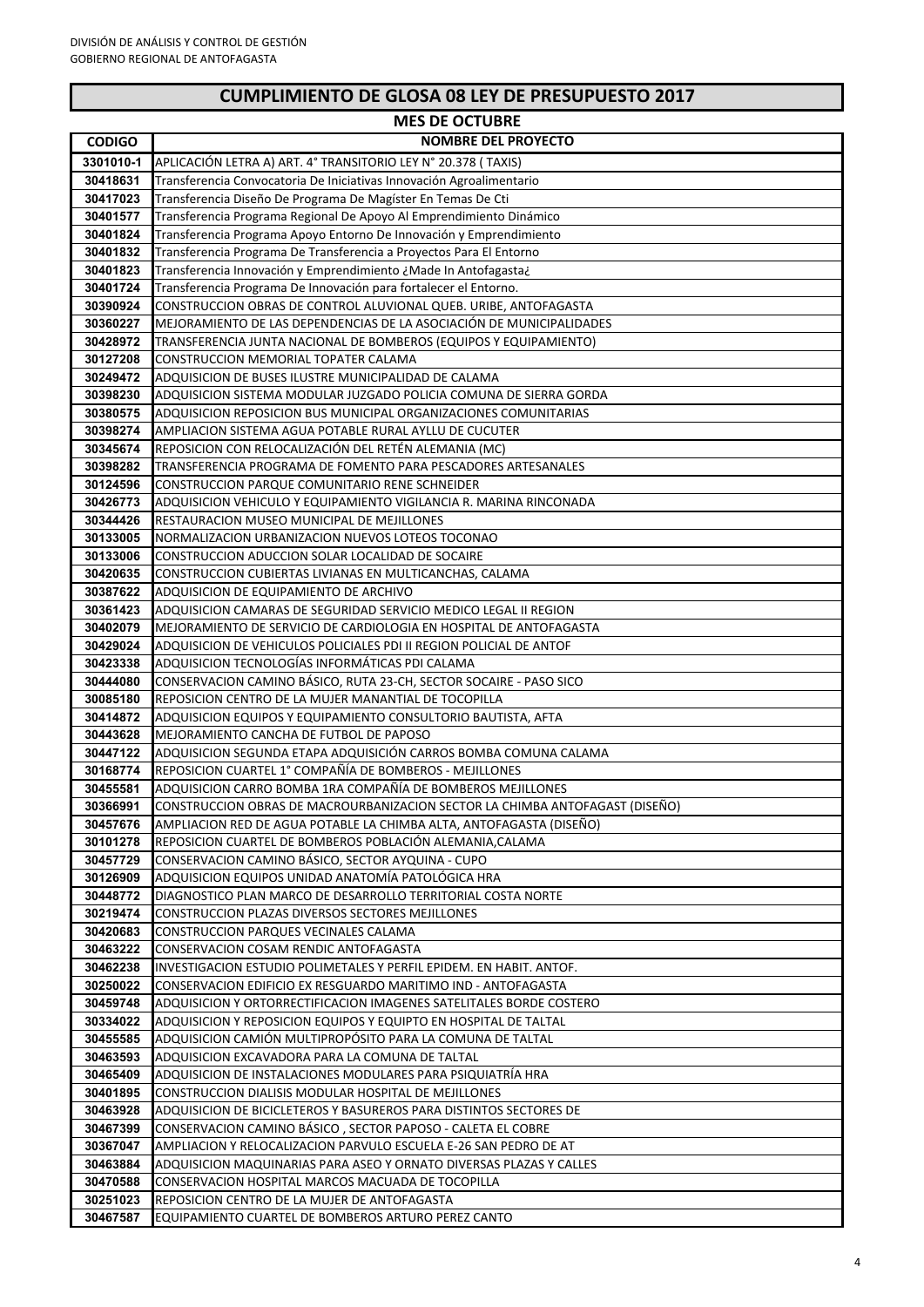DIVISIÓN DE ANÁLISIS Y CONTROL DE GESTIÓN
GOBIERNO REGIONAL DE ANTOFAGASTA

# CUMPLIMIENTO DE GLOSA 08 LEY DE PRESUPUESTO 2017

## MES DE OCTUBRE

| CODIGO | NOMBRE DEL PROYECTO |
|---|---|
| 3301010-1 | APLICACIÓN LETRA A) ART. 4° TRANSITORIO LEY N° 20.378 ( TAXIS) |
| 30418631 | Transferencia Convocatoria De Iniciativas Innovación Agroalimentario |
| 30417023 | Transferencia Diseño De Programa De Magíster En Temas De Cti |
| 30401577 | Transferencia Programa Regional De Apoyo Al Emprendimiento Dinámico |
| 30401824 | Transferencia Programa Apoyo Entorno De Innovación y Emprendimiento |
| 30401832 | Transferencia Programa De Transferencia a Proyectos Para El Entorno |
| 30401823 | Transferencia Innovación y Emprendimiento ¿Made In Antofagasta¿ |
| 30401724 | Transferencia Programa De Innovación para fortalecer el Entorno. |
| 30390924 | CONSTRUCCION OBRAS DE CONTROL ALUVIONAL QUEB. URIBE, ANTOFAGASTA |
| 30360227 | MEJORAMIENTO DE LAS DEPENDENCIAS DE LA ASOCIACIÓN DE MUNICIPALIDADES |
| 30428972 | TRANSFERENCIA JUNTA NACIONAL DE BOMBEROS (EQUIPOS Y EQUIPAMIENTO) |
| 30127208 | CONSTRUCCION MEMORIAL TOPATER CALAMA |
| 30249472 | ADQUISICION DE BUSES ILUSTRE MUNICIPALIDAD DE CALAMA |
| 30398230 | ADQUISICION SISTEMA MODULAR JUZGADO POLICIA COMUNA DE SIERRA GORDA |
| 30380575 | ADQUISICION REPOSICION BUS MUNICIPAL ORGANIZACIONES COMUNITARIAS |
| 30398274 | AMPLIACION SISTEMA AGUA POTABLE RURAL AYLLU DE CUCUTER |
| 30345674 | REPOSICION CON RELOCALIZACIÓN DEL RETÉN ALEMANIA (MC) |
| 30398282 | TRANSFERENCIA PROGRAMA DE FOMENTO PARA PESCADORES ARTESANALES |
| 30124596 | CONSTRUCCION PARQUE COMUNITARIO RENE SCHNEIDER |
| 30426773 | ADQUISICION VEHICULO Y EQUIPAMIENTO VIGILANCIA R. MARINA RINCONADA |
| 30344426 | RESTAURACION MUSEO MUNICIPAL DE MEJILLONES |
| 30133005 | NORMALIZACION URBANIZACION NUEVOS LOTEOS TOCONAO |
| 30133006 | CONSTRUCCION ADUCCION SOLAR LOCALIDAD DE SOCAIRE |
| 30420635 | CONSTRUCCION CUBIERTAS LIVIANAS EN MULTICANCHAS, CALAMA |
| 30387622 | ADQUISICION DE EQUIPAMIENTO DE ARCHIVO |
| 30361423 | ADQUISICION CAMARAS DE SEGURIDAD SERVICIO MEDICO LEGAL II REGION |
| 30402079 | MEJORAMIENTO DE SERVICIO DE CARDIOLOGIA EN HOSPITAL DE ANTOFAGASTA |
| 30429024 | ADQUISICION DE VEHICULOS POLICIALES PDI II REGION POLICIAL DE ANTOF |
| 30423338 | ADQUISICION TECNOLOGÍAS INFORMÁTICAS PDI CALAMA |
| 30444080 | CONSERVACION CAMINO BÁSICO, RUTA 23-CH, SECTOR SOCAIRE - PASO SICO |
| 30085180 | REPOSICION CENTRO DE LA MUJER MANANTIAL DE TOCOPILLA |
| 30414872 | ADQUISICION EQUIPOS Y EQUIPAMIENTO CONSULTORIO BAUTISTA, AFTA |
| 30443628 | MEJORAMIENTO CANCHA DE FUTBOL DE PAPOSO |
| 30447122 | ADQUISICION SEGUNDA ETAPA ADQUISICIÓN CARROS BOMBA COMUNA CALAMA |
| 30168774 | REPOSICION CUARTEL 1° COMPAÑÍA DE BOMBEROS - MEJILLONES |
| 30455581 | ADQUISICION CARRO BOMBA 1RA COMPAÑÍA DE BOMBEROS MEJILLONES |
| 30366991 | CONSTRUCCION OBRAS DE MACROURBANIZACION SECTOR LA CHIMBA ANTOFAGAST (DISEÑO) |
| 30457676 | AMPLIACION RED DE AGUA POTABLE LA CHIMBA ALTA, ANTOFAGASTA (DISEÑO) |
| 30101278 | REPOSICION CUARTEL DE BOMBEROS POBLACIÓN ALEMANIA,CALAMA |
| 30457729 | CONSERVACION CAMINO BÁSICO, SECTOR AYQUINA - CUPO |
| 30126909 | ADQUISICION EQUIPOS UNIDAD ANATOMÍA PATOLÓGICA HRA |
| 30448772 | DIAGNOSTICO PLAN MARCO DE DESARROLLO TERRITORIAL COSTA NORTE |
| 30219474 | CONSTRUCCION PLAZAS DIVERSOS SECTORES MEJILLONES |
| 30420683 | CONSTRUCCION PARQUES VECINALES CALAMA |
| 30463222 | CONSERVACION COSAM RENDIC ANTOFAGASTA |
| 30462238 | INVESTIGACION ESTUDIO POLIMETALES Y PERFIL EPIDEM. EN HABIT. ANTOF. |
| 30250022 | CONSERVACION EDIFICIO EX RESGUARDO MARITIMO IND - ANTOFAGASTA |
| 30459748 | ADQUISICION Y ORTORRECTIFICACION IMAGENES SATELITALES BORDE COSTERO |
| 30334022 | ADQUISICION Y REPOSICION EQUIPOS Y EQUIPTO EN HOSPITAL DE TALTAL |
| 30455585 | ADQUISICION CAMIÓN MULTIPROPÓSITO PARA LA COMUNA DE TALTAL |
| 30463593 | ADQUISICION EXCAVADORA PARA LA COMUNA DE TALTAL |
| 30465409 | ADQUISICION DE INSTALACIONES MODULARES PARA PSIQUIATRÍA HRA |
| 30401895 | CONSTRUCCION DIALISIS MODULAR HOSPITAL DE MEJILLONES |
| 30463928 | ADQUISICION DE BICICLETEROS Y BASUREROS PARA DISTINTOS SECTORES DE |
| 30467399 | CONSERVACION CAMINO BÁSICO , SECTOR PAPOSO - CALETA EL COBRE |
| 30367047 | AMPLIACION Y RELOCALIZACION PARVULO ESCUELA E-26 SAN PEDRO DE AT |
| 30463884 | ADQUISICION MAQUINARIAS PARA ASEO Y ORNATO DIVERSAS PLAZAS Y CALLES |
| 30470588 | CONSERVACION HOSPITAL MARCOS MACUADA DE TOCOPILLA |
| 30251023 | REPOSICION CENTRO DE LA MUJER DE ANTOFAGASTA |
| 30467587 | EQUIPAMIENTO CUARTEL DE BOMBEROS ARTURO PEREZ CANTO |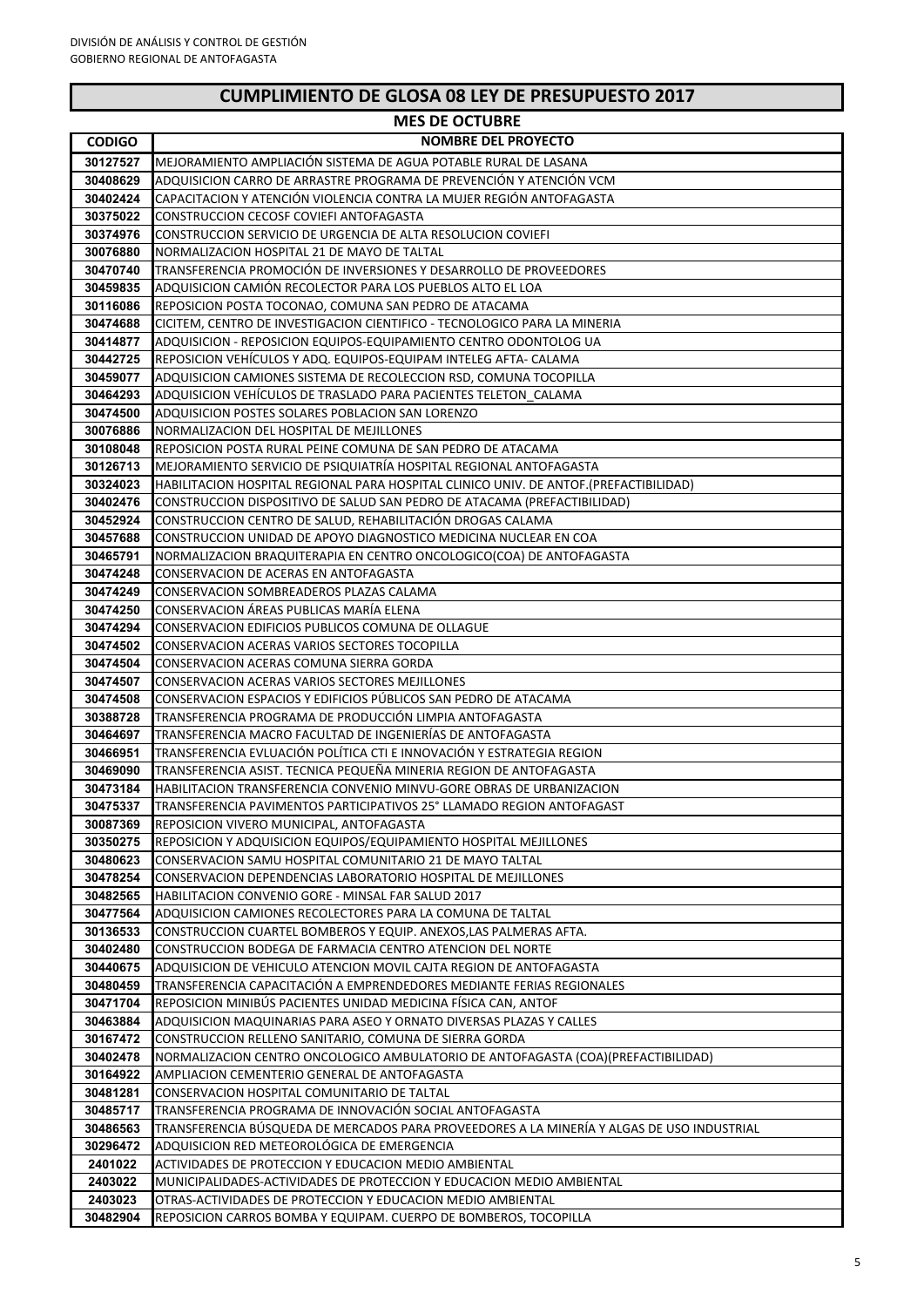DIVISIÓN DE ANÁLISIS Y CONTROL DE GESTIÓN
GOBIERNO REGIONAL DE ANTOFAGASTA

## CUMPLIMIENTO DE GLOSA 08 LEY DE PRESUPUESTO 2017

### MES DE OCTUBRE

| CODIGO | NOMBRE DEL PROYECTO |
|---|---|
| 30127527 | MEJORAMIENTO AMPLIACIÓN SISTEMA DE AGUA POTABLE RURAL DE LASANA |
| 30408629 | ADQUISICION CARRO DE ARRASTRE PROGRAMA DE PREVENCIÓN Y ATENCIÓN VCM |
| 30402424 | CAPACITACION Y ATENCIÓN VIOLENCIA CONTRA LA MUJER REGIÓN ANTOFAGASTA |
| 30375022 | CONSTRUCCION CECOSF COVIEFI ANTOFAGASTA |
| 30374976 | CONSTRUCCION SERVICIO DE URGENCIA DE ALTA RESOLUCION COVIEFI |
| 30076880 | NORMALIZACION HOSPITAL 21 DE MAYO DE TALTAL |
| 30470740 | TRANSFERENCIA PROMOCIÓN DE INVERSIONES Y DESARROLLO DE PROVEEDORES |
| 30459835 | ADQUISICION CAMIÓN RECOLECTOR PARA LOS PUEBLOS ALTO EL LOA |
| 30116086 | REPOSICION POSTA TOCONAO, COMUNA SAN PEDRO DE ATACAMA |
| 30474688 | CICITEM, CENTRO DE INVESTIGACION CIENTIFICO - TECNOLOGICO PARA LA MINERIA |
| 30414877 | ADQUISICION - REPOSICION EQUIPOS-EQUIPAMIENTO CENTRO ODONTOLOG UA |
| 30442725 | REPOSICION VEHÍCULOS Y ADQ. EQUIPOS-EQUIPAM INTELEG AFTA- CALAMA |
| 30459077 | ADQUISICION CAMIONES SISTEMA DE RECOLECCION RSD, COMUNA TOCOPILLA |
| 30464293 | ADQUISICION VEHÍCULOS DE TRASLADO PARA PACIENTES TELETON_CALAMA |
| 30474500 | ADQUISICION POSTES SOLARES POBLACION SAN LORENZO |
| 30076886 | NORMALIZACION DEL HOSPITAL DE MEJILLONES |
| 30108048 | REPOSICION POSTA RURAL PEINE COMUNA DE SAN PEDRO DE ATACAMA |
| 30126713 | MEJORAMIENTO SERVICIO DE PSIQUIATRÍA HOSPITAL REGIONAL ANTOFAGASTA |
| 30324023 | HABILITACION HOSPITAL REGIONAL PARA HOSPITAL CLINICO UNIV. DE ANTOF.(PREFACTIBILIDAD) |
| 30402476 | CONSTRUCCION DISPOSITIVO DE SALUD SAN PEDRO DE ATACAMA (PREFACTIBILIDAD) |
| 30452924 | CONSTRUCCION CENTRO DE SALUD, REHABILITACIÓN DROGAS CALAMA |
| 30457688 | CONSTRUCCION UNIDAD DE APOYO DIAGNOSTICO MEDICINA NUCLEAR EN COA |
| 30465791 | NORMALIZACION BRAQUITERAPIA EN CENTRO ONCOLOGICO(COA) DE ANTOFAGASTA |
| 30474248 | CONSERVACION DE ACERAS EN ANTOFAGASTA |
| 30474249 | CONSERVACION SOMBREADEROS PLAZAS CALAMA |
| 30474250 | CONSERVACION ÁREAS PUBLICAS MARÍA ELENA |
| 30474294 | CONSERVACION EDIFICIOS PUBLICOS COMUNA DE OLLAGUE |
| 30474502 | CONSERVACION ACERAS VARIOS SECTORES TOCOPILLA |
| 30474504 | CONSERVACION ACERAS COMUNA SIERRA GORDA |
| 30474507 | CONSERVACION ACERAS VARIOS SECTORES MEJILLONES |
| 30474508 | CONSERVACION ESPACIOS Y EDIFICIOS PÚBLICOS SAN PEDRO DE ATACAMA |
| 30388728 | TRANSFERENCIA PROGRAMA DE PRODUCCIÓN LIMPIA ANTOFAGASTA |
| 30464697 | TRANSFERENCIA MACRO FACULTAD DE INGENIERÍAS DE ANTOFAGASTA |
| 30466951 | TRANSFERENCIA EVLUACIÓN POLÍTICA CTI E INNOVACIÓN Y ESTRATEGIA REGION |
| 30469090 | TRANSFERENCIA ASIST. TECNICA PEQUEÑA MINERIA REGION DE ANTOFAGASTA |
| 30473184 | HABILITACION TRANSFERENCIA CONVENIO MINVU-GORE OBRAS DE URBANIZACION |
| 30475337 | TRANSFERENCIA PAVIMENTOS PARTICIPATIVOS 25° LLAMADO REGION ANTOFAGAST |
| 30087369 | REPOSICION VIVERO MUNICIPAL, ANTOFAGASTA |
| 30350275 | REPOSICION Y ADQUISICION EQUIPOS/EQUIPAMIENTO HOSPITAL MEJILLONES |
| 30480623 | CONSERVACION SAMU HOSPITAL COMUNITARIO 21 DE MAYO TALTAL |
| 30478254 | CONSERVACION DEPENDENCIAS LABORATORIO HOSPITAL DE MEJILLONES |
| 30482565 | HABILITACION CONVENIO GORE - MINSAL FAR SALUD 2017 |
| 30477564 | ADQUISICION CAMIONES RECOLECTORES PARA LA COMUNA DE TALTAL |
| 30136533 | CONSTRUCCION CUARTEL BOMBEROS Y EQUIP. ANEXOS,LAS PALMERAS AFTA. |
| 30402480 | CONSTRUCCION BODEGA DE FARMACIA CENTRO ATENCION DEL NORTE |
| 30440675 | ADQUISICION DE VEHICULO ATENCION MOVIL CAJTA REGION DE ANTOFAGASTA |
| 30480459 | TRANSFERENCIA CAPACITACIÓN A EMPRENDEDORES MEDIANTE FERIAS REGIONALES |
| 30471704 | REPOSICION MINIBÚS PACIENTES UNIDAD MEDICINA FÍSICA CAN, ANTOF |
| 30463884 | ADQUISICION MAQUINARIAS PARA ASEO Y ORNATO DIVERSAS PLAZAS Y CALLES |
| 30167472 | CONSTRUCCION RELLENO SANITARIO, COMUNA DE SIERRA GORDA |
| 30402478 | NORMALIZACION CENTRO ONCOLOGICO AMBULATORIO DE ANTOFAGASTA (COA)(PREFACTIBILIDAD) |
| 30164922 | AMPLIACION CEMENTERIO GENERAL DE ANTOFAGASTA |
| 30481281 | CONSERVACION HOSPITAL COMUNITARIO DE TALTAL |
| 30485717 | TRANSFERENCIA PROGRAMA DE INNOVACIÓN SOCIAL ANTOFAGASTA |
| 30486563 | TRANSFERENCIA BÚSQUEDA DE MERCADOS PARA PROVEEDORES A LA MINERÍA Y ALGAS DE USO INDUSTRIAL |
| 30296472 | ADQUISICION RED METEOROLÓGICA DE EMERGENCIA |
| 2401022 | ACTIVIDADES DE PROTECCION Y EDUCACION MEDIO AMBIENTAL |
| 2403022 | MUNICIPALIDADES-ACTIVIDADES DE PROTECCION Y EDUCACION MEDIO AMBIENTAL |
| 2403023 | OTRAS-ACTIVIDADES DE PROTECCION Y EDUCACION MEDIO AMBIENTAL |
| 30482904 | REPOSICION CARROS BOMBA Y EQUIPAM. CUERPO DE BOMBEROS, TOCOPILLA |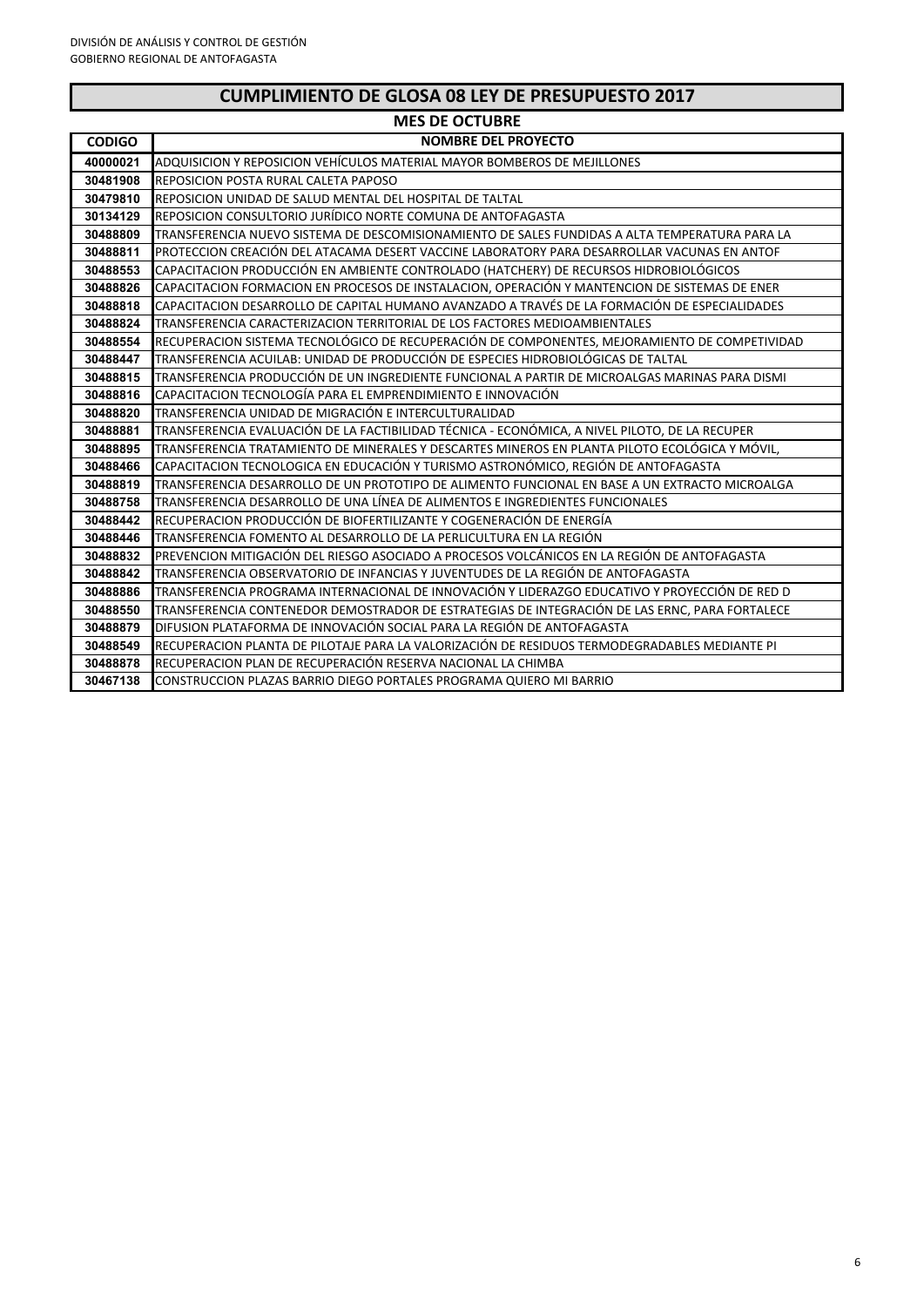DIVISIÓN DE ANÁLISIS Y CONTROL DE GESTIÓN
GOBIERNO REGIONAL DE ANTOFAGASTA

## CUMPLIMIENTO DE GLOSA 08 LEY DE PRESUPUESTO 2017

### MES DE OCTUBRE

| CODIGO | NOMBRE DEL PROYECTO |
|---|---|
| 40000021 | ADQUISICION Y REPOSICION VEHÍCULOS MATERIAL MAYOR BOMBEROS DE MEJILLONES |
| 30481908 | REPOSICION POSTA RURAL CALETA PAPOSO |
| 30479810 | REPOSICION UNIDAD DE SALUD MENTAL DEL HOSPITAL DE TALTAL |
| 30134129 | REPOSICION CONSULTORIO JURÍDICO NORTE COMUNA DE ANTOFAGASTA |
| 30488809 | TRANSFERENCIA NUEVO SISTEMA DE DESCOMISIONAMIENTO DE SALES FUNDIDAS A ALTA TEMPERATURA PARA LA |
| 30488811 | PROTECCION CREACIÓN DEL ATACAMA DESERT VACCINE LABORATORY PARA DESARROLLAR VACUNAS EN ANTOF |
| 30488553 | CAPACITACION PRODUCCIÓN EN AMBIENTE CONTROLADO (HATCHERY) DE RECURSOS HIDROBIOLÓGICOS |
| 30488826 | CAPACITACION FORMACION EN PROCESOS DE INSTALACION, OPERACIÓN Y MANTENCION DE SISTEMAS DE ENER |
| 30488818 | CAPACITACION DESARROLLO DE CAPITAL HUMANO AVANZADO A TRAVÉS DE LA FORMACIÓN DE ESPECIALIDADES |
| 30488824 | TRANSFERENCIA CARACTERIZACION TERRITORIAL DE LOS FACTORES MEDIOAMBIENTALES |
| 30488554 | RECUPERACION SISTEMA TECNOLÓGICO DE RECUPERACIÓN DE COMPONENTES, MEJORAMIENTO DE COMPETIVIDAD |
| 30488447 | TRANSFERENCIA ACUILAB: UNIDAD DE PRODUCCIÓN DE ESPECIES HIDROBIOLÓGICAS DE TALTAL |
| 30488815 | TRANSFERENCIA PRODUCCIÓN DE UN INGREDIENTE FUNCIONAL A PARTIR DE MICROALGAS MARINAS PARA DISMI |
| 30488816 | CAPACITACION TECNOLOGÍA PARA EL EMPRENDIMIENTO E INNOVACIÓN |
| 30488820 | TRANSFERENCIA UNIDAD DE MIGRACIÓN E INTERCULTURALIDAD |
| 30488881 | TRANSFERENCIA EVALUACIÓN DE LA FACTIBILIDAD TÉCNICA - ECONÓMICA, A NIVEL PILOTO, DE LA RECUPER |
| 30488895 | TRANSFERENCIA TRATAMIENTO DE MINERALES Y DESCARTES MINEROS EN PLANTA PILOTO ECOLÓGICA Y MÓVIL, |
| 30488466 | CAPACITACION TECNOLOGICA EN EDUCACIÓN Y TURISMO ASTRONÓMICO, REGIÓN DE ANTOFAGASTA |
| 30488819 | TRANSFERENCIA DESARROLLO DE UN PROTOTIPO DE ALIMENTO FUNCIONAL EN BASE A UN EXTRACTO MICROALGA |
| 30488758 | TRANSFERENCIA DESARROLLO DE UNA LÍNEA DE ALIMENTOS E INGREDIENTES FUNCIONALES |
| 30488442 | RECUPERACION PRODUCCIÓN DE BIOFERTILIZANTE Y COGENERACIÓN DE ENERGÍA |
| 30488446 | TRANSFERENCIA FOMENTO AL DESARROLLO DE LA PERLICULTURA EN LA REGIÓN |
| 30488832 | PREVENCION MITIGACIÓN DEL RIESGO ASOCIADO A PROCESOS VOLCÁNICOS EN LA REGIÓN DE ANTOFAGASTA |
| 30488842 | TRANSFERENCIA OBSERVATORIO DE INFANCIAS Y JUVENTUDES DE LA REGIÓN DE ANTOFAGASTA |
| 30488886 | TRANSFERENCIA PROGRAMA INTERNACIONAL DE INNOVACIÓN Y LIDERAZGO EDUCATIVO Y PROYECCIÓN DE RED D |
| 30488550 | TRANSFERENCIA CONTENEDOR DEMOSTRADOR DE ESTRATEGIAS DE INTEGRACIÓN DE LAS ERNC, PARA FORTALECE |
| 30488879 | DIFUSION PLATAFORMA DE INNOVACIÓN SOCIAL PARA LA REGIÓN DE ANTOFAGASTA |
| 30488549 | RECUPERACION PLANTA DE PILOTAJE PARA LA VALORIZACIÓN DE RESIDUOS TERMODEGRADABLES MEDIANTE PI |
| 30488878 | RECUPERACION PLAN DE RECUPERACIÓN RESERVA NACIONAL LA CHIMBA |
| 30467138 | CONSTRUCCION PLAZAS BARRIO DIEGO PORTALES PROGRAMA QUIERO MI BARRIO |